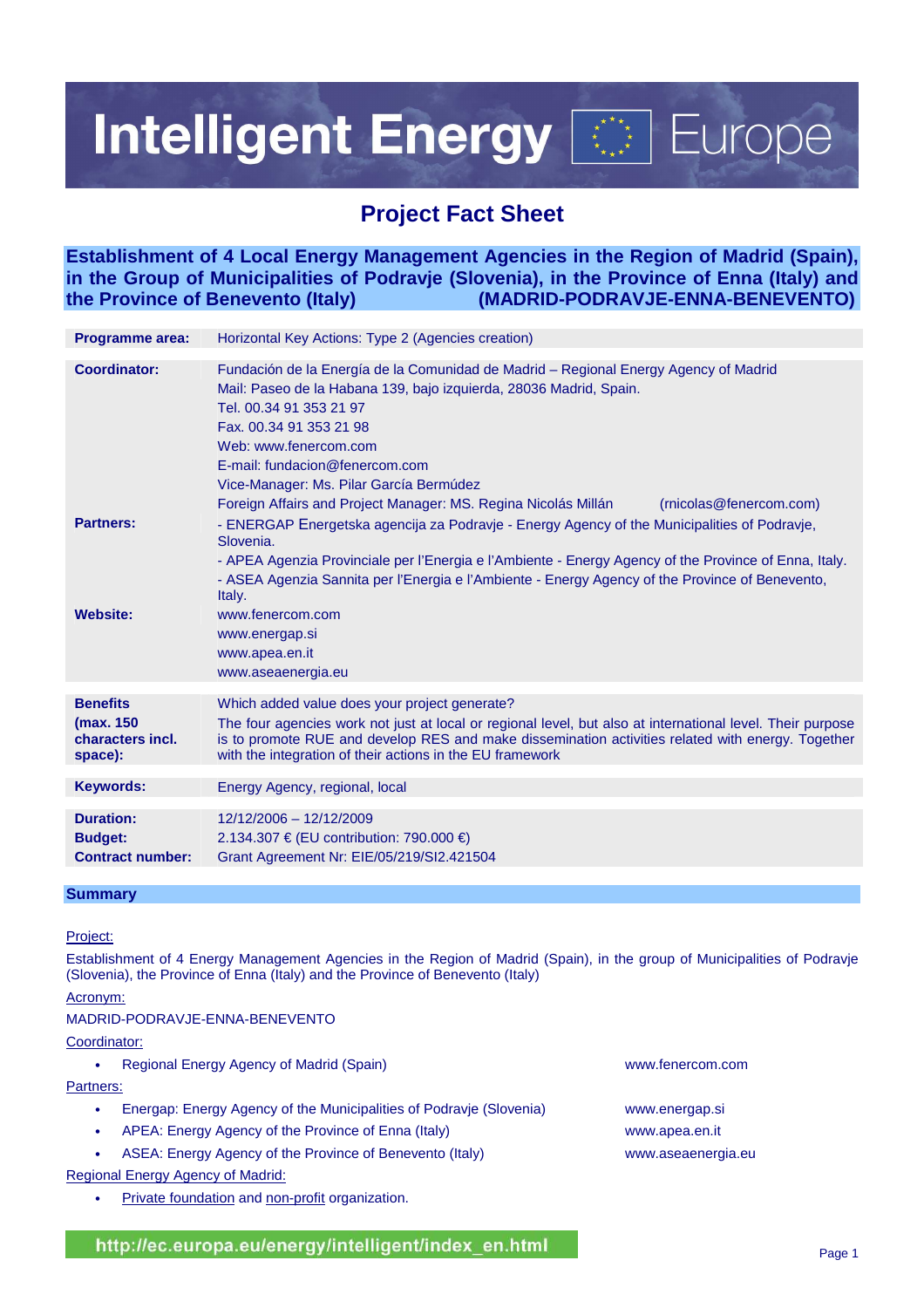# Intelligent Energy Europe

## Project Fact Sheet

### Establishment of 4 Local Energy Management Agencies in the Region of Madrid (Spain), in the Group of Municipalities of Podravje (Slovenia), in the Province of Enna (Italy) and the Province of Benevento (Italy) (MADRID-PODRAVJE-ENNA-BENEVENTO)

| | |
|---|---|
| **Programme area:** | Horizontal Key Actions: Type 2 (Agencies creation) |
| **Coordinator:** | Fundación de la Energía de la Comunidad de Madrid – Regional Energy Agency of Madrid<br>Mail: Paseo de la Habana 139, bajo izquierda, 28036 Madrid, Spain.<br>Tel. 00.34 91 353 21 97<br>Fax. 00.34 91 353 21 98<br>Web: www.fenercom.com<br>E-mail: fundacion@fenercom.com<br>Vice-Manager: Ms. Pilar García Bermúdez<br>Foreign Affairs and Project Manager: MS. Regina Nicolás Millán (rnicolas@fenercom.com) |
| **Partners:** | - ENERGAP Energetska agencija za Podravje - Energy Agency of the Municipalities of Podravje, Slovenia.<br>- APEA Agenzia Provinciale per l'Energia e l'Ambiente - Energy Agency of the Province of Enna, Italy.<br>- ASEA Agenzia Sannita per l'Energia e l'Ambiente - Energy Agency of the Province of Benevento, Italy. |
| **Website:** | www.fenercom.com<br>www.energap.si<br>www.apea.en.it<br>www.aseaenergia.eu |
| **Benefits (max. 150 characters incl. space):** | Which added value does your project generate?<br>The four agencies work not just at local or regional level, but also at international level. Their purpose is to promote RUE and develop RES and make dissemination activities related with energy. Together with the integration of their actions in the EU framework |
| **Keywords:** | Energy Agency, regional, local |
| **Duration:** | 12/12/2006 – 12/12/2009 |
| **Budget:** | 2.134.307 € (EU contribution: 790.000 €) |
| **Contract number:** | Grant Agreement Nr: EIE/05/219/SI2.421504 |

## Summary

Project:

Establishment of 4 Energy Management Agencies in the Region of Madrid (Spain), in the group of Municipalities of Podravje (Slovenia), the Province of Enna (Italy) and the Province of Benevento (Italy)

Acronym:

MADRID-PODRAVJE-ENNA-BENEVENTO

Coordinator:

- Regional Energy Agency of Madrid (Spain) www.fenercom.com

Partners:

- Energap: Energy Agency of the Municipalities of Podravje (Slovenia) www.energap.si
- APEA: Energy Agency of the Province of Enna (Italy) www.apea.en.it
- ASEA: Energy Agency of the Province of Benevento (Italy) www.aseaenergia.eu

Regional Energy Agency of Madrid:

- Private foundation and non-profit organization.

http://ec.europa.eu/energy/intelligent/index_en.html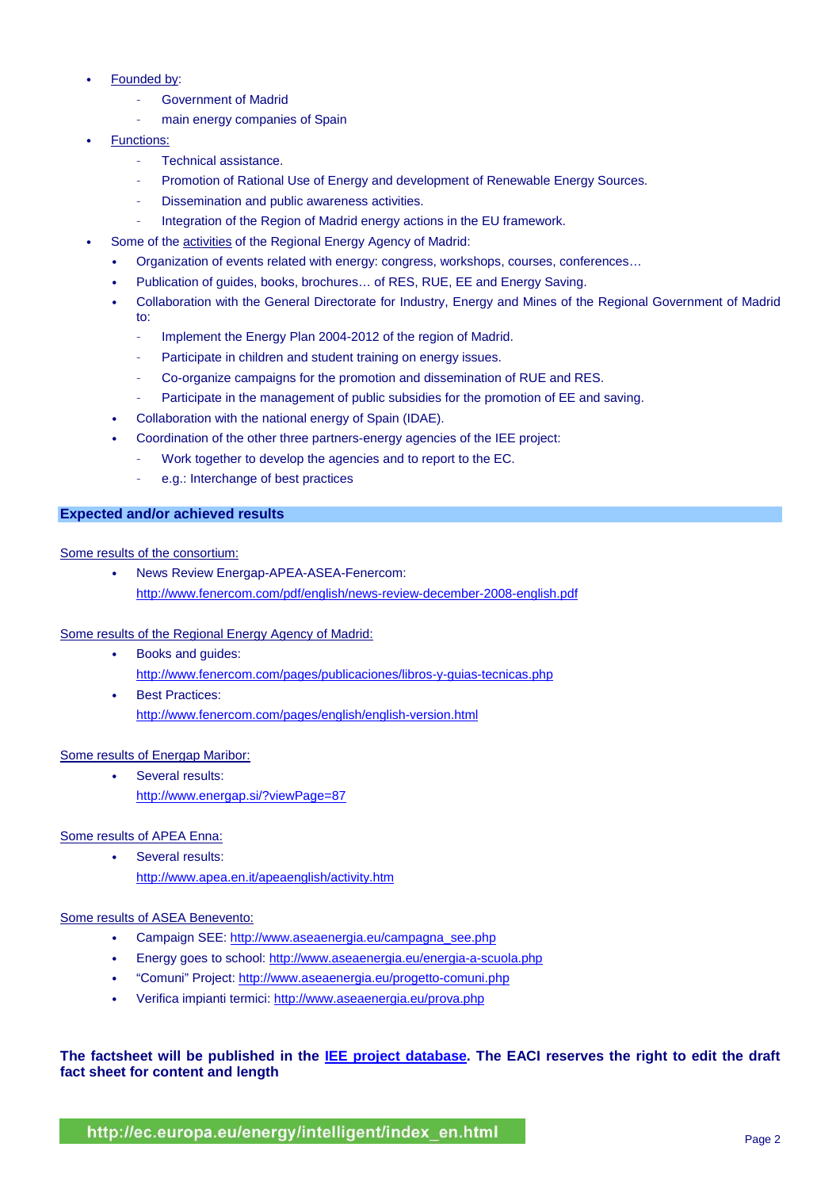- Founded by:
  - Government of Madrid
  - main energy companies of Spain
- Functions:
  - Technical assistance.
  - Promotion of Rational Use of Energy and development of Renewable Energy Sources.
  - Dissemination and public awareness activities.
  - Integration of the Region of Madrid energy actions in the EU framework.
- Some of the activities of the Regional Energy Agency of Madrid:
  - Organization of events related with energy: congress, workshops, courses, conferences…
  - Publication of guides, books, brochures… of RES, RUE, EE and Energy Saving.
  - Collaboration with the General Directorate for Industry, Energy and Mines of the Regional Government of Madrid to:
    - Implement the Energy Plan 2004-2012 of the region of Madrid.
    - Participate in children and student training on energy issues.
    - Co-organize campaigns for the promotion and dissemination of RUE and RES.
    - Participate in the management of public subsidies for the promotion of EE and saving.
  - Collaboration with the national energy of Spain (IDAE).
  - Coordination of the other three partners-energy agencies of the IEE project:
    - Work together to develop the agencies and to report to the EC.
    - e.g.: Interchange of best practices

## Expected and/or achieved results

Some results of the consortium:

- News Review Energap-APEA-ASEA-Fenercom:
  http://www.fenercom.com/pdf/english/news-review-december-2008-english.pdf

Some results of the Regional Energy Agency of Madrid:

- Books and guides:
  http://www.fenercom.com/pages/publicaciones/libros-y-guias-tecnicas.php
- Best Practices:
  http://www.fenercom.com/pages/english/english-version.html

Some results of Energap Maribor:

- Several results:
  http://www.energap.si/?viewPage=87

Some results of APEA Enna:

- Several results:
  http://www.apea.en.it/apeaenglish/activity.htm

Some results of ASEA Benevento:

- Campaign SEE: http://www.aseaenergia.eu/campagna_see.php
- Energy goes to school: http://www.aseaenergia.eu/energia-a-scuola.php
- "Comuni" Project: http://www.aseaenergia.eu/progetto-comuni.php
- Verifica impianti termici: http://www.aseaenergia.eu/prova.php

**The factsheet will be published in the IEE project database. The EACI reserves the right to edit the draft fact sheet for content and length**

http://ec.europa.eu/energy/intelligent/index_en.html